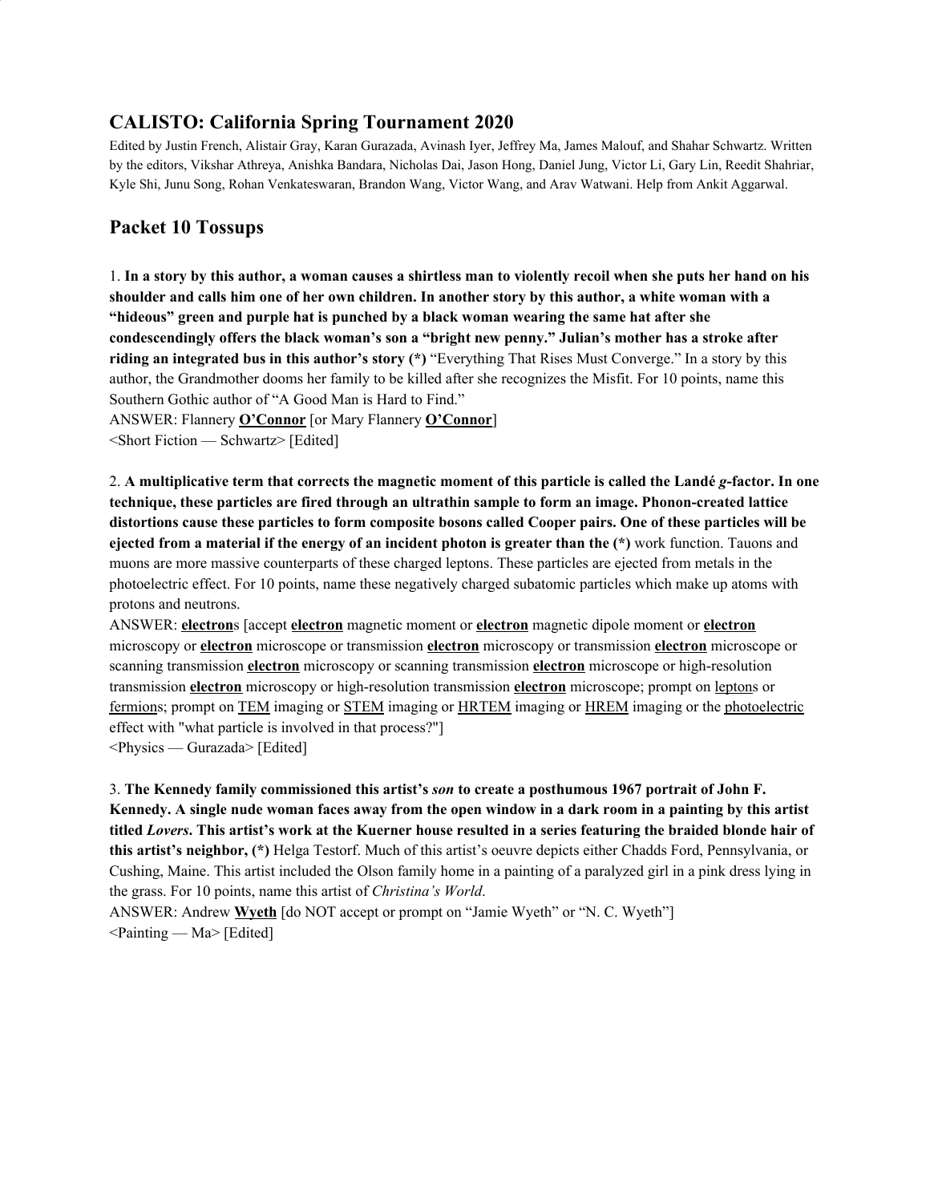## CALISTO: California Spring Tournament 2020

Edited by Justin French, Alistair Gray, Karan Gurazada, Avinash Iyer, Jeffrey Ma, James Malouf, and Shahar Schwartz. Written by the editors, Vikshar Athreya, Anishka Bandara, Nicholas Dai, Jason Hong, Daniel Jung, Victor Li, Gary Lin, Reedit Shahriar, Kyle Shi, Junu Song, Rohan Venkateswaran, Brandon Wang, Victor Wang, and Arav Watwani. Help from Ankit Aggarwal.

## Packet 10 Tossups

1. **In a story by this author, a woman causes a shirtless man to violently recoil when she puts her hand on his shoulder and calls him one of her own children. In another story by this author, a white woman with a "hideous" green and purple hat is punched by a black woman wearing the same hat after she condescendingly offers the black woman's son a "bright new penny." Julian's mother has a stroke after riding an integrated bus in this author's story (*)** "Everything That Rises Must Converge." In a story by this author, the Grandmother dooms her family to be killed after she recognizes the Misfit. For 10 points, name this Southern Gothic author of "A Good Man is Hard to Find."

ANSWER: Flannery **O'Connor** [or Mary Flannery **O'Connor**]

<Short Fiction — Schwartz> [Edited]

2. **A multiplicative term that corrects the magnetic moment of this particle is called the Landé *g*-factor. In one technique, these particles are fired through an ultrathin sample to form an image. Phonon-created lattice distortions cause these particles to form composite bosons called Cooper pairs. One of these particles will be ejected from a material if the energy of an incident photon is greater than the (*)** work function. Tauons and muons are more massive counterparts of these charged leptons. These particles are ejected from metals in the photoelectric effect. For 10 points, name these negatively charged subatomic particles which make up atoms with protons and neutrons.

ANSWER: **electron**s [accept **electron** magnetic moment or **electron** magnetic dipole moment or **electron** microscopy or **electron** microscope or transmission **electron** microscopy or transmission **electron** microscope or scanning transmission **electron** microscopy or scanning transmission **electron** microscope or high-resolution transmission **electron** microscopy or high-resolution transmission **electron** microscope; prompt on leptons or fermions; prompt on TEM imaging or STEM imaging or HRTEM imaging or HREM imaging or the photoelectric effect with "what particle is involved in that process?"]

<Physics — Gurazada> [Edited]

3. **The Kennedy family commissioned this artist's *son* to create a posthumous 1967 portrait of John F. Kennedy. A single nude woman faces away from the open window in a dark room in a painting by this artist titled *Lovers*. This artist's work at the Kuerner house resulted in a series featuring the braided blonde hair of this artist's neighbor, (*)** Helga Testorf. Much of this artist's oeuvre depicts either Chadds Ford, Pennsylvania, or Cushing, Maine. This artist included the Olson family home in a painting of a paralyzed girl in a pink dress lying in the grass. For 10 points, name this artist of *Christina's World*.

ANSWER: Andrew **Wyeth** [do NOT accept or prompt on "Jamie Wyeth" or "N. C. Wyeth"]

<Painting — Ma> [Edited]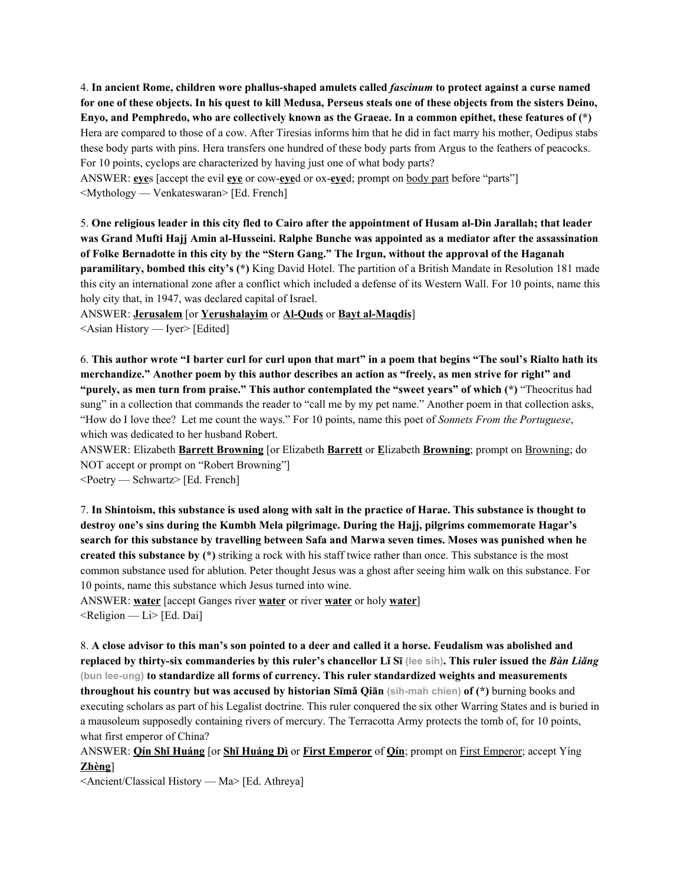4. **In ancient Rome, children wore phallus-shaped amulets called *fascinum* to protect against a curse named for one of these objects. In his quest to kill Medusa, Perseus steals one of these objects from the sisters Deino, Enyo, and Pemphredo, who are collectively known as the Graeae. In a common epithet, these features of (*)** Hera are compared to those of a cow. After Tiresias informs him that he did in fact marry his mother, Oedipus stabs these body parts with pins. Hera transfers one hundred of these body parts from Argus to the feathers of peacocks. For 10 points, cyclops are characterized by having just one of what body parts?

ANSWER: **eye**s [accept the evil **eye** or cow-**eye**d or ox-**eye**d; prompt on body part before "parts"]

<Mythology — Venkateswaran> [Ed. French]

5. **One religious leader in this city fled to Cairo after the appointment of Husam al-Din Jarallah; that leader was Grand Mufti Hajj Amin al-Husseini. Ralphe Bunche was appointed as a mediator after the assassination of Folke Bernadotte in this city by the "Stern Gang." The Irgun, without the approval of the Haganah paramilitary, bombed this city's (*)** King David Hotel. The partition of a British Mandate in Resolution 181 made this city an international zone after a conflict which included a defense of its Western Wall. For 10 points, name this holy city that, in 1947, was declared capital of Israel.

ANSWER: **Jerusalem** [or **Yerushalayim** or **Al-Quds** or **Bayt al-Maqdis**]

<Asian History — Iyer> [Edited]

6. **This author wrote "I barter curl for curl upon that mart" in a poem that begins "The soul's Rialto hath its merchandize." Another poem by this author describes an action as "freely, as men strive for right" and "purely, as men turn from praise." This author contemplated the "sweet years" of which (*)** "Theocritus had sung" in a collection that commands the reader to "call me by my pet name." Another poem in that collection asks, "How do I love thee? Let me count the ways." For 10 points, name this poet of *Sonnets From the Portuguese*, which was dedicated to her husband Robert.

ANSWER: Elizabeth **Barrett Browning** [or Elizabeth **Barrett** or **E**lizabeth **Browning**; prompt on Browning; do NOT accept or prompt on "Robert Browning"]

<Poetry — Schwartz> [Ed. French]

7. **In Shintoism, this substance is used along with salt in the practice of Harae. This substance is thought to destroy one's sins during the Kumbh Mela pilgrimage. During the Hajj, pilgrims commemorate Hagar's search for this substance by travelling between Safa and Marwa seven times. Moses was punished when he created this substance by (*)** striking a rock with his staff twice rather than once. This substance is the most common substance used for ablution. Peter thought Jesus was a ghost after seeing him walk on this substance. For 10 points, name this substance which Jesus turned into wine.

ANSWER: **water** [accept Ganges river **water** or river **water** or holy **water**]

<Religion — Li> [Ed. Dai]

8. **A close advisor to this man's son pointed to a deer and called it a horse. Feudalism was abolished and replaced by thirty-six commanderies by this ruler's chancellor Lǐ Sī (lee sih). This ruler issued the *Bàn Liǎng* (bun lee-ung) to standardize all forms of currency. This ruler standardized weights and measurements throughout his country but was accused by historian Sīmǎ Qiān (sih-mah chien) of (*)** burning books and executing scholars as part of his Legalist doctrine. This ruler conquered the six other Warring States and is buried in a mausoleum supposedly containing rivers of mercury. The Terracotta Army protects the tomb of, for 10 points, what first emperor of China?

ANSWER: **Qín Shǐ Huáng** [or **Shǐ Huáng Dì** or **First Emperor** of **Qín**; prompt on First Emperor; accept Yíng **Zhèng**]

<Ancient/Classical History — Ma> [Ed. Athreya]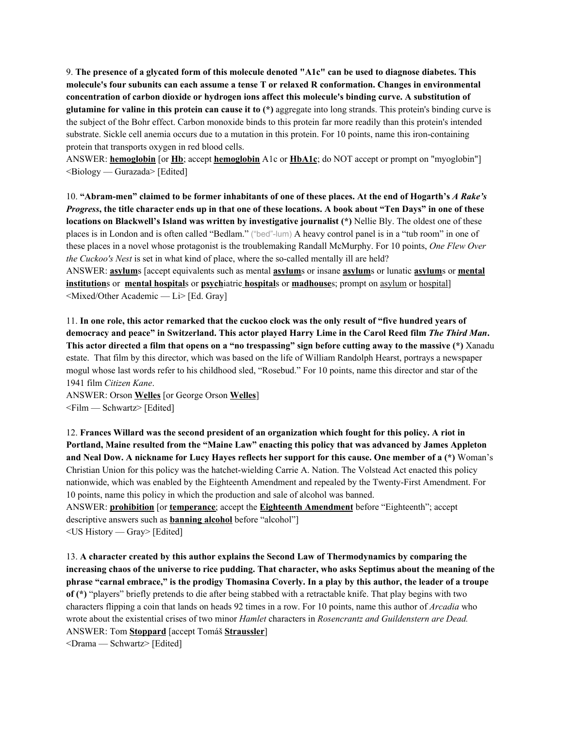9. **The presence of a glycated form of this molecule denoted "A1c" can be used to diagnose diabetes. This molecule's four subunits can each assume a tense T or relaxed R conformation. Changes in environmental concentration of carbon dioxide or hydrogen ions affect this molecule's binding curve. A substitution of glutamine for valine in this protein can cause it to (*)** aggregate into long strands. This protein's binding curve is the subject of the Bohr effect. Carbon monoxide binds to this protein far more readily than this protein's intended substrate. Sickle cell anemia occurs due to a mutation in this protein. For 10 points, name this iron-containing protein that transports oxygen in red blood cells.

ANSWER: **hemoglobin** [or **Hb**; accept **hemoglobin** A1c or **HbA1c**; do NOT accept or prompt on "myoglobin"]

<Biology — Gurazada> [Edited]

10. **"Abram-men" claimed to be former inhabitants of one of these places. At the end of Hogarth's *A Rake's Progress*, the title character ends up in that one of these locations. A book about "Ten Days" in one of these locations on Blackwell's Island was written by investigative journalist (*)** Nellie Bly. The oldest one of these places is in London and is often called "Bedlam." ("bed"-lum) A heavy control panel is in a "tub room" in one of these places in a novel whose protagonist is the troublemaking Randall McMurphy. For 10 points, *One Flew Over the Cuckoo's Nest* is set in what kind of place, where the so-called mentally ill are held?

ANSWER: **asylum**s [accept equivalents such as mental **asylum**s or insane **asylum**s or lunatic **asylum**s or **mental institution**s or **mental hospital**s or **psych**iatric **hospital**s or **madhouse**s; prompt on asylum or hospital]

<Mixed/Other Academic — Li> [Ed. Gray]

11. **In one role, this actor remarked that the cuckoo clock was the only result of "five hundred years of democracy and peace" in Switzerland. This actor played Harry Lime in the Carol Reed film *The Third Man*. This actor directed a film that opens on a "no trespassing" sign before cutting away to the massive (*)** Xanadu estate. That film by this director, which was based on the life of William Randolph Hearst, portrays a newspaper mogul whose last words refer to his childhood sled, "Rosebud." For 10 points, name this director and star of the 1941 film *Citizen Kane*.

ANSWER: Orson **Welles** [or George Orson **Welles**]

<Film — Schwartz> [Edited]

12. **Frances Willard was the second president of an organization which fought for this policy. A riot in Portland, Maine resulted from the "Maine Law" enacting this policy that was advanced by James Appleton and Neal Dow. A nickname for Lucy Hayes reflects her support for this cause. One member of a (*)** Woman's Christian Union for this policy was the hatchet-wielding Carrie A. Nation. The Volstead Act enacted this policy nationwide, which was enabled by the Eighteenth Amendment and repealed by the Twenty-First Amendment. For 10 points, name this policy in which the production and sale of alcohol was banned.

ANSWER: **prohibition** [or **temperance**; accept the **Eighteenth Amendment** before "Eighteenth"; accept descriptive answers such as **banning alcohol** before "alcohol"]

<US History — Gray> [Edited]

13. **A character created by this author explains the Second Law of Thermodynamics by comparing the increasing chaos of the universe to rice pudding. That character, who asks Septimus about the meaning of the phrase "carnal embrace," is the prodigy Thomasina Coverly. In a play by this author, the leader of a troupe of (*)** "players" briefly pretends to die after being stabbed with a retractable knife. That play begins with two characters flipping a coin that lands on heads 92 times in a row. For 10 points, name this author of *Arcadia* who wrote about the existential crises of two minor *Hamlet* characters in *Rosencrantz and Guildenstern are Dead.*

ANSWER: Tom **Stoppard** [accept Tomáš **Straussler**]

<Drama — Schwartz> [Edited]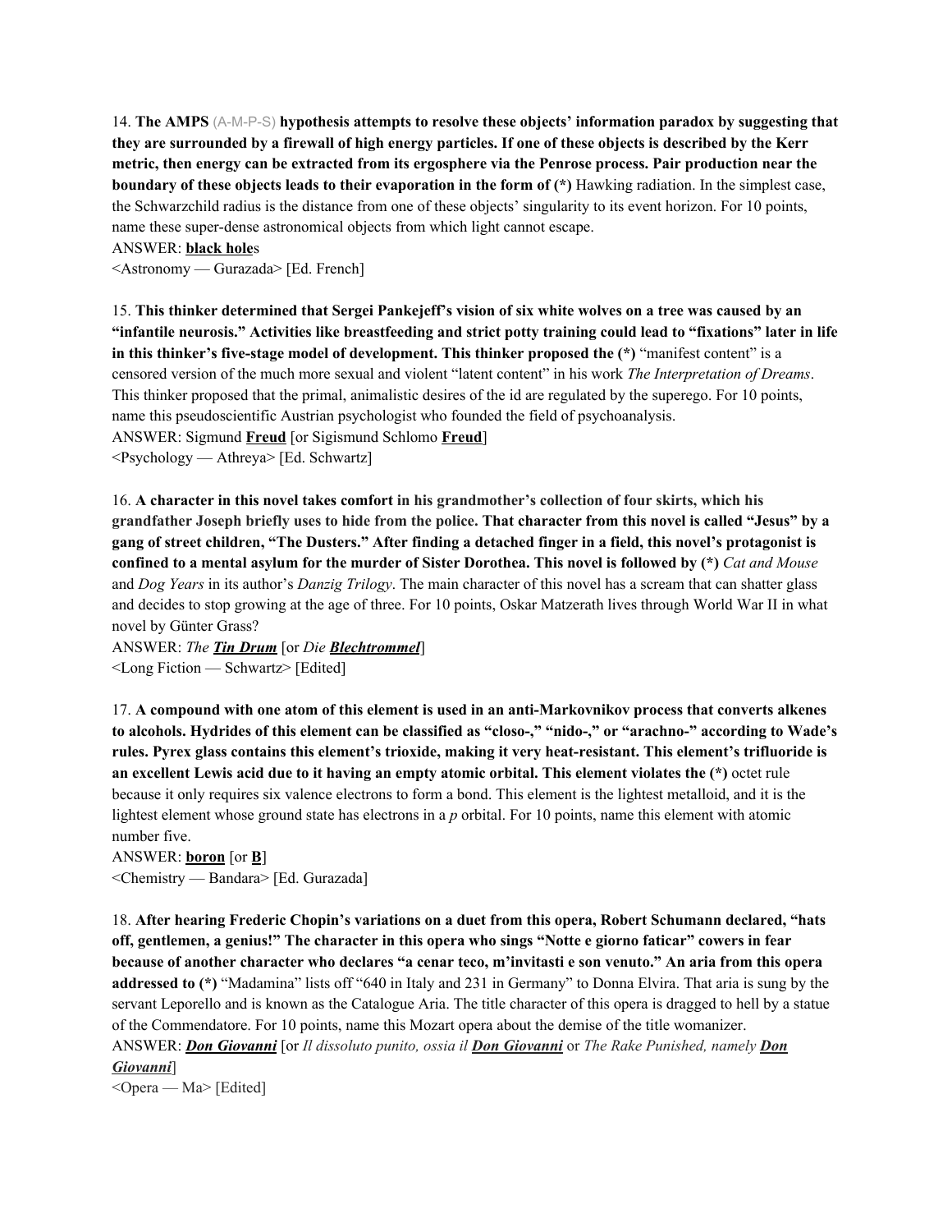14. **The AMPS** (A-M-P-S) **hypothesis attempts to resolve these objects' information paradox by suggesting that they are surrounded by a firewall of high energy particles. If one of these objects is described by the Kerr metric, then energy can be extracted from its ergosphere via the Penrose process. Pair production near the boundary of these objects leads to their evaporation in the form of (*)** Hawking radiation. In the simplest case, the Schwarzchild radius is the distance from one of these objects' singularity to its event horizon. For 10 points, name these super-dense astronomical objects from which light cannot escape.

ANSWER: **black hole**s

<Astronomy — Gurazada> [Ed. French]

15. **This thinker determined that Sergei Pankejeff's vision of six white wolves on a tree was caused by an "infantile neurosis." Activities like breastfeeding and strict potty training could lead to "fixations" later in life in this thinker's five-stage model of development. This thinker proposed the (*)** "manifest content" is a censored version of the much more sexual and violent "latent content" in his work *The Interpretation of Dreams*. This thinker proposed that the primal, animalistic desires of the id are regulated by the superego. For 10 points, name this pseudoscientific Austrian psychologist who founded the field of psychoanalysis.

ANSWER: Sigmund **Freud** [or Sigismund Schlomo **Freud**]

<Psychology — Athreya> [Ed. Schwartz]

16. **A character in this novel takes comfort in his grandmother's collection of four skirts, which his grandfather Joseph briefly uses to hide from the police. That character from this novel is called "Jesus" by a gang of street children, "The Dusters." After finding a detached finger in a field, this novel's protagonist is confined to a mental asylum for the murder of Sister Dorothea. This novel is followed by (*)** *Cat and Mouse* and *Dog Years* in its author's *Danzig Trilogy*. The main character of this novel has a scream that can shatter glass and decides to stop growing at the age of three. For 10 points, Oskar Matzerath lives through World War II in what novel by Günter Grass?

ANSWER: *The* ***Tin Drum*** [or *Die* ***Blechtrommel***]

<Long Fiction — Schwartz> [Edited]

17. **A compound with one atom of this element is used in an anti-Markovnikov process that converts alkenes to alcohols. Hydrides of this element can be classified as "closo-," "nido-," or "arachno-" according to Wade's rules. Pyrex glass contains this element's trioxide, making it very heat-resistant. This element's trifluoride is an excellent Lewis acid due to it having an empty atomic orbital. This element violates the (*)** octet rule because it only requires six valence electrons to form a bond. This element is the lightest metalloid, and it is the lightest element whose ground state has electrons in a *p* orbital. For 10 points, name this element with atomic number five.

ANSWER: **boron** [or **B**]

<Chemistry — Bandara> [Ed. Gurazada]

18. **After hearing Frederic Chopin's variations on a duet from this opera, Robert Schumann declared, "hats off, gentlemen, a genius!" The character in this opera who sings "Notte e giorno faticar" cowers in fear because of another character who declares "a cenar teco, m'invitasti e son venuto." An aria from this opera addressed to (*)** "Madamina" lists off "640 in Italy and 231 in Germany" to Donna Elvira. That aria is sung by the servant Leporello and is known as the Catalogue Aria. The title character of this opera is dragged to hell by a statue of the Commendatore. For 10 points, name this Mozart opera about the demise of the title womanizer.

ANSWER: ***Don Giovanni*** [or *Il dissoluto punito, ossia il* ***Don Giovanni*** or *The Rake Punished, namely* ***Don Giovanni***]

<Opera — Ma> [Edited]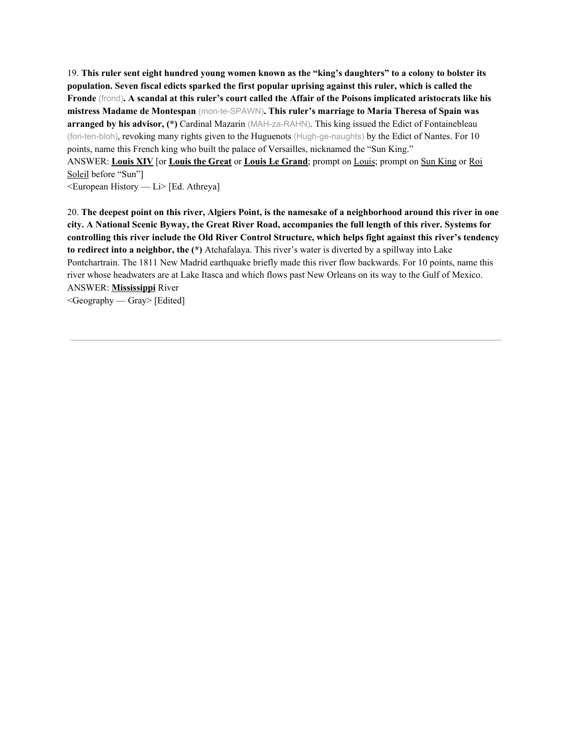19. **This ruler sent eight hundred young women known as the "king's daughters" to a colony to bolster its population. Seven fiscal edicts sparked the first popular uprising against this ruler, which is called the Fronde** (frond)**. A scandal at this ruler's court called the Affair of the Poisons implicated aristocrats like his mistress Madame de Montespan** (mon-te-SPAWN)**. This ruler's marriage to Maria Theresa of Spain was arranged by his advisor, (*)** Cardinal Mazarin (MAH-za-RAHN). This king issued the Edict of Fontainebleau (fon-ten-bloh), revoking many rights given to the Huguenots (Hugh-ge-naughts) by the Edict of Nantes. For 10 points, name this French king who built the palace of Versailles, nicknamed the "Sun King."

ANSWER: **Louis XIV** [or **Louis the Great** or **Louis Le Grand**; prompt on Louis; prompt on Sun King or Roi Soleil before "Sun"]

<European History — Li> [Ed. Athreya]

20. **The deepest point on this river, Algiers Point, is the namesake of a neighborhood around this river in one city. A National Scenic Byway, the Great River Road, accompanies the full length of this river. Systems for controlling this river include the Old River Control Structure, which helps fight against this river's tendency to redirect into a neighbor, the (*)** Atchafalaya. This river's water is diverted by a spillway into Lake Pontchartrain. The 1811 New Madrid earthquake briefly made this river flow backwards. For 10 points, name this river whose headwaters are at Lake Itasca and which flows past New Orleans on its way to the Gulf of Mexico.

ANSWER: **Mississippi** River

<Geography — Gray> [Edited]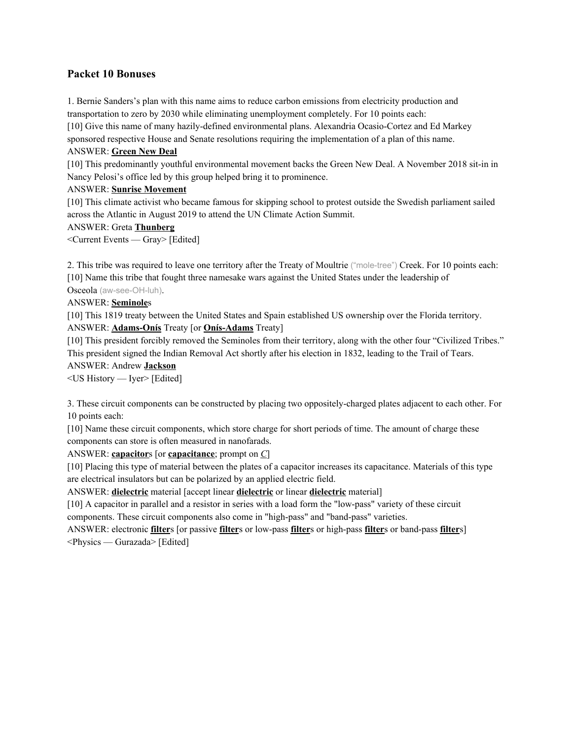## Packet 10 Bonuses

1. Bernie Sanders's plan with this name aims to reduce carbon emissions from electricity production and transportation to zero by 2030 while eliminating unemployment completely. For 10 points each:

[10] Give this name of many hazily-defined environmental plans. Alexandria Ocasio-Cortez and Ed Markey sponsored respective House and Senate resolutions requiring the implementation of a plan of this name.

ANSWER: **<u>Green New Deal</u>**

[10] This predominantly youthful environmental movement backs the Green New Deal. A November 2018 sit-in in Nancy Pelosi's office led by this group helped bring it to prominence.

ANSWER: **<u>Sunrise Movement</u>**

[10] This climate activist who became famous for skipping school to protest outside the Swedish parliament sailed across the Atlantic in August 2019 to attend the UN Climate Action Summit.

ANSWER: Greta **<u>Thunberg</u>**

<Current Events — Gray> [Edited]

2. This tribe was required to leave one territory after the Treaty of Moultrie ("mole-tree") Creek. For 10 points each:

[10] Name this tribe that fought three namesake wars against the United States under the leadership of Osceola (aw-see-OH-luh).

ANSWER: **<u>Seminole</u>**s

[10] This 1819 treaty between the United States and Spain established US ownership over the Florida territory.

ANSWER: **<u>Adams-Onís</u>** Treaty [or **<u>Onís-Adams</u>** Treaty]

[10] This president forcibly removed the Seminoles from their territory, along with the other four "Civilized Tribes." This president signed the Indian Removal Act shortly after his election in 1832, leading to the Trail of Tears.

ANSWER: Andrew **<u>Jackson</u>**

<US History — Iyer> [Edited]

3. These circuit components can be constructed by placing two oppositely-charged plates adjacent to each other. For 10 points each:

[10] Name these circuit components, which store charge for short periods of time. The amount of charge these components can store is often measured in nanofarads.

ANSWER: **<u>capacitor</u>**s [or **<u>capacitance</u>**; prompt on *<u>C</u>*]

[10] Placing this type of material between the plates of a capacitor increases its capacitance. Materials of this type are electrical insulators but can be polarized by an applied electric field.

ANSWER: **<u>dielectric</u>** material [accept linear **<u>dielectric</u>** or linear **<u>dielectric</u>** material]

[10] A capacitor in parallel and a resistor in series with a load form the "low-pass" variety of these circuit components. These circuit components also come in "high-pass" and "band-pass" varieties.

ANSWER: electronic **<u>filter</u>**s [or passive **<u>filter</u>**s or low-pass **<u>filter</u>**s or high-pass **<u>filter</u>**s or band-pass **<u>filter</u>**s]

<Physics — Gurazada> [Edited]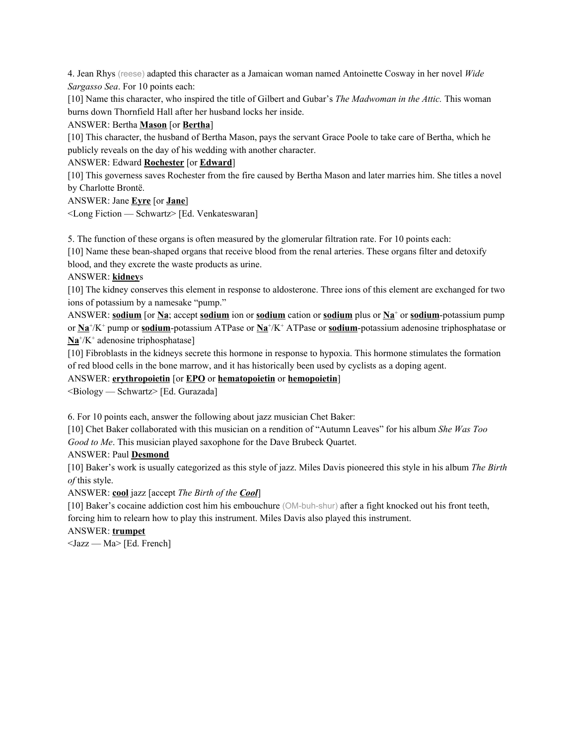4. Jean Rhys (reese) adapted this character as a Jamaican woman named Antoinette Cosway in her novel *Wide Sargasso Sea*. For 10 points each:

[10] Name this character, who inspired the title of Gilbert and Gubar's *The Madwoman in the Attic.* This woman burns down Thornfield Hall after her husband locks her inside.

ANSWER: Bertha **<u>Mason</u>** [or **<u>Bertha</u>**]

[10] This character, the husband of Bertha Mason, pays the servant Grace Poole to take care of Bertha, which he publicly reveals on the day of his wedding with another character.

ANSWER: Edward **<u>Rochester</u>** [or **<u>Edward</u>**]

[10] This governess saves Rochester from the fire caused by Bertha Mason and later marries him. She titles a novel by Charlotte Brontë.

ANSWER: Jane **<u>Eyre</u>** [or **<u>Jane</u>**]

<Long Fiction — Schwartz> [Ed. Venkateswaran]

5. The function of these organs is often measured by the glomerular filtration rate. For 10 points each:

[10] Name these bean-shaped organs that receive blood from the renal arteries. These organs filter and detoxify blood, and they excrete the waste products as urine.

ANSWER: **<u>kidney</u>**s

[10] The kidney conserves this element in response to aldosterone. Three ions of this element are exchanged for two ions of potassium by a namesake "pump."

ANSWER: **<u>sodium</u>** [or **<u>Na</u>**; accept **<u>sodium</u>** ion or **<u>sodium</u>** cation or **<u>sodium</u>** plus or **<u>Na</u>**$^+$ or **<u>sodium</u>**-potassium pump or **<u>Na</u>**$^+$/$K^+$ pump or **<u>sodium</u>**-potassium ATPase or **<u>Na</u>**$^+$/$K^+$ ATPase or **<u>sodium</u>**-potassium adenosine triphosphatase or **<u>Na</u>**$^+$/$K^+$ adenosine triphosphatase]

[10] Fibroblasts in the kidneys secrete this hormone in response to hypoxia. This hormone stimulates the formation of red blood cells in the bone marrow, and it has historically been used by cyclists as a doping agent.

ANSWER: **<u>erythropoietin</u>** [or **<u>EPO</u>** or **<u>hematopoietin</u>** or **<u>hemopoietin</u>**]

<Biology — Schwartz> [Ed. Gurazada]

6. For 10 points each, answer the following about jazz musician Chet Baker:

[10] Chet Baker collaborated with this musician on a rendition of "Autumn Leaves" for his album *She Was Too Good to Me*. This musician played saxophone for the Dave Brubeck Quartet.

ANSWER: Paul **<u>Desmond</u>**

[10] Baker's work is usually categorized as this style of jazz. Miles Davis pioneered this style in his album *The Birth of* this style.

ANSWER: **<u>cool</u>** jazz [accept *The Birth of the **<u>Cool</u>***]

[10] Baker's cocaine addiction cost him his embouchure (OM-buh-shur) after a fight knocked out his front teeth, forcing him to relearn how to play this instrument. Miles Davis also played this instrument.

ANSWER: **<u>trumpet</u>**

<Jazz — Ma> [Ed. French]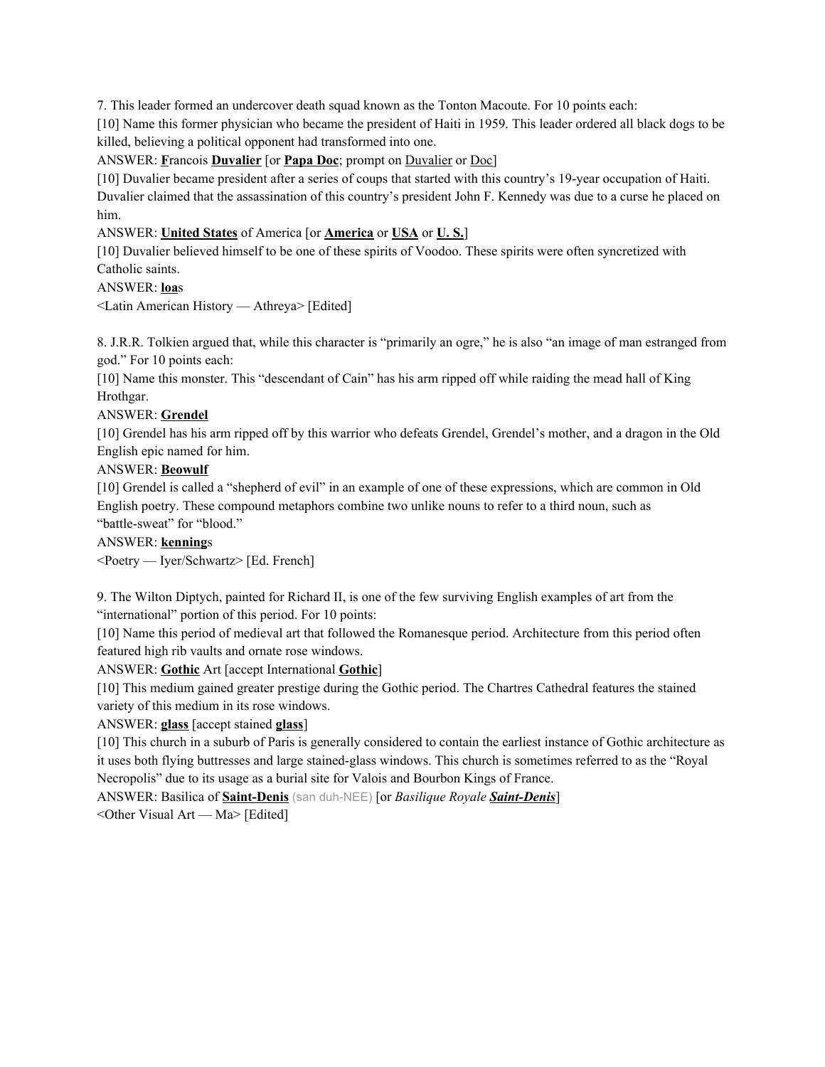7. This leader formed an undercover death squad known as the Tonton Macoute. For 10 points each:

[10] Name this former physician who became the president of Haiti in 1959. This leader ordered all black dogs to be killed, believing a political opponent had transformed into one.

ANSWER: **F**rancois **Duvalier** [or **Papa Doc**; prompt on Duvalier or Doc]

[10] Duvalier became president after a series of coups that started with this country's 19-year occupation of Haiti. Duvalier claimed that the assassination of this country's president John F. Kennedy was due to a curse he placed on him.

ANSWER: **United States** of America [or **America** or **USA** or **U. S.**]

[10] Duvalier believed himself to be one of these spirits of Voodoo. These spirits were often syncretized with Catholic saints.

ANSWER: **loa**s

<Latin American History — Athreya> [Edited]

8. J.R.R. Tolkien argued that, while this character is "primarily an ogre," he is also "an image of man estranged from god." For 10 points each:

[10] Name this monster. This "descendant of Cain" has his arm ripped off while raiding the mead hall of King Hrothgar.

ANSWER: **Grendel**

[10] Grendel has his arm ripped off by this warrior who defeats Grendel, Grendel's mother, and a dragon in the Old English epic named for him.

ANSWER: **Beowulf**

[10] Grendel is called a "shepherd of evil" in an example of one of these expressions, which are common in Old English poetry. These compound metaphors combine two unlike nouns to refer to a third noun, such as "battle-sweat" for "blood."

ANSWER: **kenning**s

<Poetry — Iyer/Schwartz> [Ed. French]

9. The Wilton Diptych, painted for Richard II, is one of the few surviving English examples of art from the "international" portion of this period. For 10 points:

[10] Name this period of medieval art that followed the Romanesque period. Architecture from this period often featured high rib vaults and ornate rose windows.

ANSWER: **Gothic** Art [accept International **Gothic**]

[10] This medium gained greater prestige during the Gothic period. The Chartres Cathedral features the stained variety of this medium in its rose windows.

ANSWER: **glass** [accept stained **glass**]

[10] This church in a suburb of Paris is generally considered to contain the earliest instance of Gothic architecture as it uses both flying buttresses and large stained-glass windows. This church is sometimes referred to as the "Royal Necropolis" due to its usage as a burial site for Valois and Bourbon Kings of France.

ANSWER: Basilica of **Saint-Denis** (san duh-NEE) [or *Basilique Royale* ***Saint-Denis***]

<Other Visual Art — Ma> [Edited]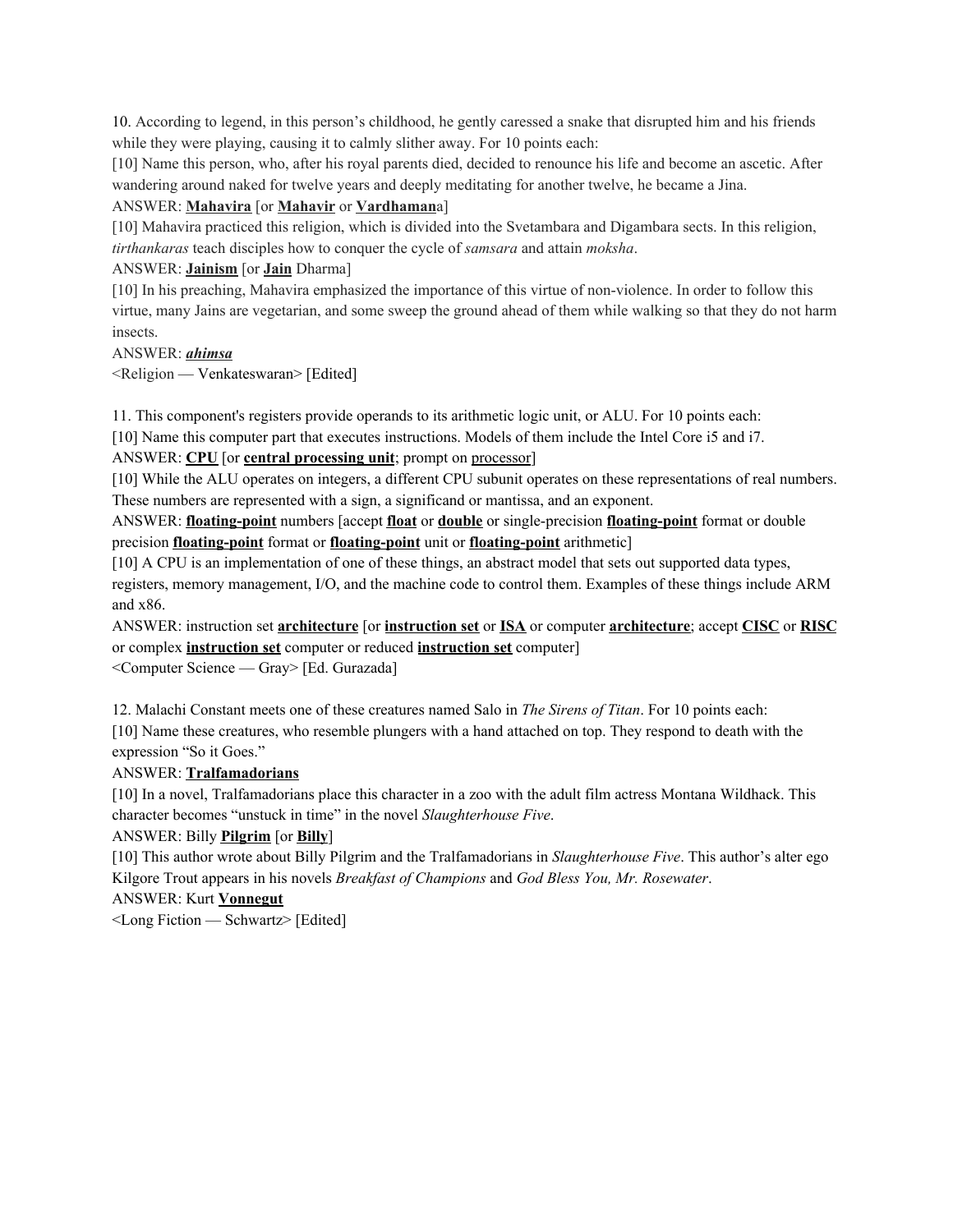10. According to legend, in this person's childhood, he gently caressed a snake that disrupted him and his friends while they were playing, causing it to calmly slither away. For 10 points each:

[10] Name this person, who, after his royal parents died, decided to renounce his life and become an ascetic. After wandering around naked for twelve years and deeply meditating for another twelve, he became a Jina.

ANSWER: **Mahavira** [or **Mahavir** or **Vardhaman**a]

[10] Mahavira practiced this religion, which is divided into the Svetambara and Digambara sects. In this religion, *tirthankaras* teach disciples how to conquer the cycle of *samsara* and attain *moksha*.

ANSWER: **Jainism** [or **Jain** Dharma]

[10] In his preaching, Mahavira emphasized the importance of this virtue of non-violence. In order to follow this virtue, many Jains are vegetarian, and some sweep the ground ahead of them while walking so that they do not harm insects.

ANSWER: ***ahimsa***

<Religion — Venkateswaran> [Edited]

11. This component's registers provide operands to its arithmetic logic unit, or ALU. For 10 points each:

[10] Name this computer part that executes instructions. Models of them include the Intel Core i5 and i7.

ANSWER: **CPU** [or **central processing unit**; prompt on processor]

[10] While the ALU operates on integers, a different CPU subunit operates on these representations of real numbers. These numbers are represented with a sign, a significand or mantissa, and an exponent.

ANSWER: **floating-point** numbers [accept **float** or **double** or single-precision **floating-point** format or double precision **floating-point** format or **floating-point** unit or **floating-point** arithmetic]

[10] A CPU is an implementation of one of these things, an abstract model that sets out supported data types, registers, memory management, I/O, and the machine code to control them. Examples of these things include ARM and x86.

ANSWER: instruction set **architecture** [or **instruction set** or **ISA** or computer **architecture**; accept **CISC** or **RISC** or complex **instruction set** computer or reduced **instruction set** computer]

<Computer Science — Gray> [Ed. Gurazada]

12. Malachi Constant meets one of these creatures named Salo in *The Sirens of Titan*. For 10 points each:

[10] Name these creatures, who resemble plungers with a hand attached on top. They respond to death with the expression "So it Goes."

ANSWER: **Tralfamadorians**

[10] In a novel, Tralfamadorians place this character in a zoo with the adult film actress Montana Wildhack. This character becomes "unstuck in time" in the novel *Slaughterhouse Five*.

ANSWER: Billy **Pilgrim** [or **Billy**]

[10] This author wrote about Billy Pilgrim and the Tralfamadorians in *Slaughterhouse Five*. This author's alter ego Kilgore Trout appears in his novels *Breakfast of Champions* and *God Bless You, Mr. Rosewater*.

ANSWER: Kurt **Vonnegut**

<Long Fiction — Schwartz> [Edited]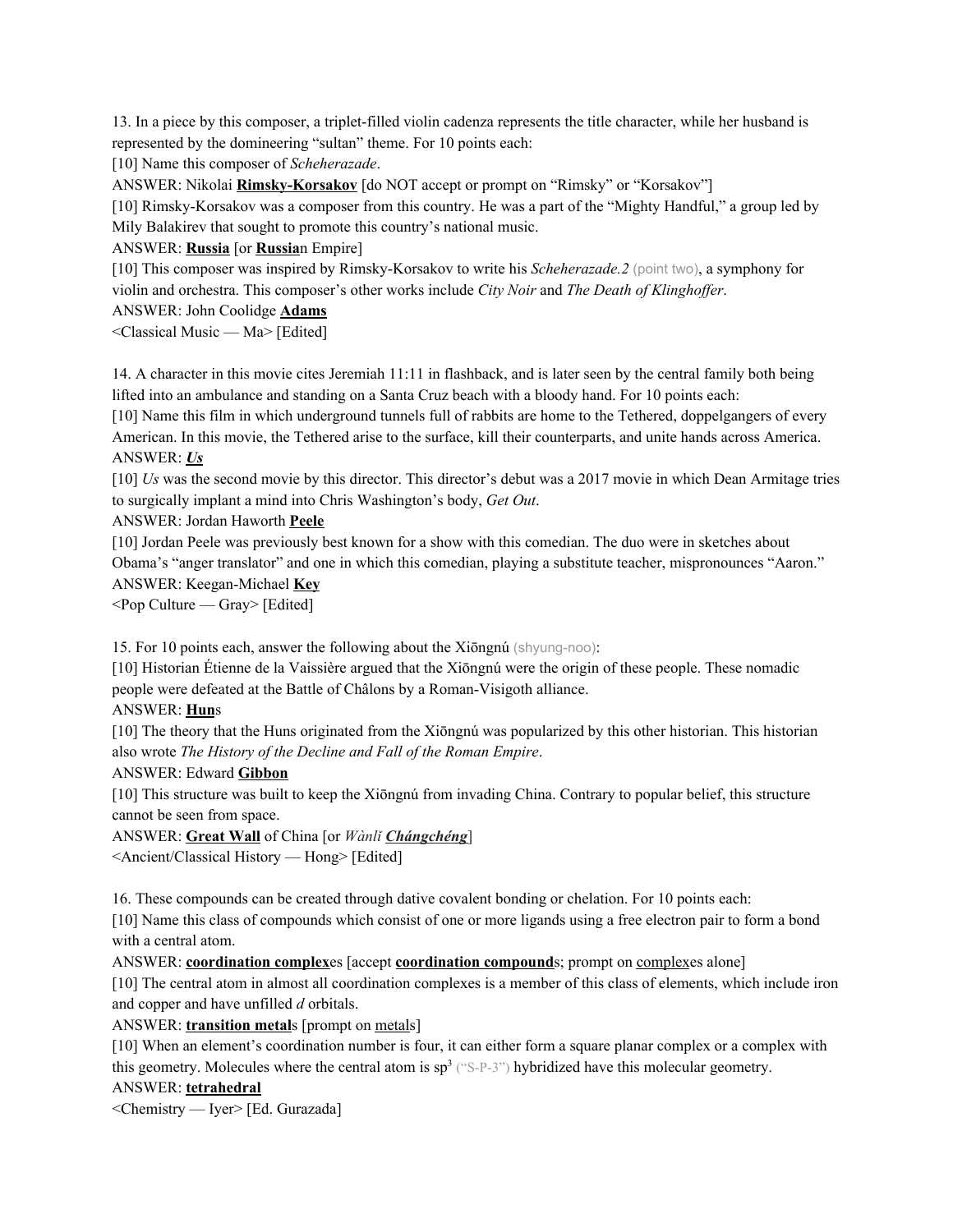13. In a piece by this composer, a triplet-filled violin cadenza represents the title character, while her husband is represented by the domineering "sultan" theme. For 10 points each:

[10] Name this composer of *Scheherazade*.

ANSWER: Nikolai **<u>Rimsky-Korsakov</u>** [do NOT accept or prompt on "Rimsky" or "Korsakov"]

[10] Rimsky-Korsakov was a composer from this country. He was a part of the "Mighty Handful," a group led by Mily Balakirev that sought to promote this country's national music.

ANSWER: **<u>Russia</u>** [or **<u>Russia</u>**n Empire]

[10] This composer was inspired by Rimsky-Korsakov to write his *Scheherazade.2* (point two), a symphony for violin and orchestra. This composer's other works include *City Noir* and *The Death of Klinghoffer*.

ANSWER: John Coolidge **<u>Adams</u>**

<Classical Music — Ma> [Edited]

14. A character in this movie cites Jeremiah 11:11 in flashback, and is later seen by the central family both being lifted into an ambulance and standing on a Santa Cruz beach with a bloody hand. For 10 points each:

[10] Name this film in which underground tunnels full of rabbits are home to the Tethered, doppelgangers of every American. In this movie, the Tethered arise to the surface, kill their counterparts, and unite hands across America.

ANSWER: ***<u>Us</u>***

[10] *Us* was the second movie by this director. This director's debut was a 2017 movie in which Dean Armitage tries to surgically implant a mind into Chris Washington's body, *Get Out*.

ANSWER: Jordan Haworth **<u>Peele</u>**

[10] Jordan Peele was previously best known for a show with this comedian. The duo were in sketches about Obama's "anger translator" and one in which this comedian, playing a substitute teacher, mispronounces "Aaron."

ANSWER: Keegan-Michael **<u>Key</u>**

<Pop Culture — Gray> [Edited]

15. For 10 points each, answer the following about the Xiōngnú (shyung-noo):

[10] Historian Étienne de la Vaissière argued that the Xiōngnú were the origin of these people. These nomadic people were defeated at the Battle of Châlons by a Roman-Visigoth alliance.

ANSWER: **<u>Hun</u>**s

[10] The theory that the Huns originated from the Xiōngnú was popularized by this other historian. This historian also wrote *The History of the Decline and Fall of the Roman Empire*.

ANSWER: Edward **<u>Gibbon</u>**

[10] This structure was built to keep the Xiōngnú from invading China. Contrary to popular belief, this structure cannot be seen from space.

ANSWER: **<u>Great Wall</u>** of China [or *Wànlǐ* ***<u>Chángchéng</u>***]

<Ancient/Classical History — Hong> [Edited]

16. These compounds can be created through dative covalent bonding or chelation. For 10 points each:

[10] Name this class of compounds which consist of one or more ligands using a free electron pair to form a bond with a central atom.

ANSWER: **<u>coordination complex</u>**es [accept **<u>coordination compound</u>**s; prompt on <u>complex</u>es alone]

[10] The central atom in almost all coordination complexes is a member of this class of elements, which include iron and copper and have unfilled *d* orbitals.

ANSWER: **<u>transition metal</u>**s [prompt on <u>metal</u>s]

[10] When an element's coordination number is four, it can either form a square planar complex or a complex with this geometry. Molecules where the central atom is $sp^3$ ("S-P-3") hybridized have this molecular geometry.

ANSWER: **<u>tetrahedral</u>**

<Chemistry — Iyer> [Ed. Gurazada]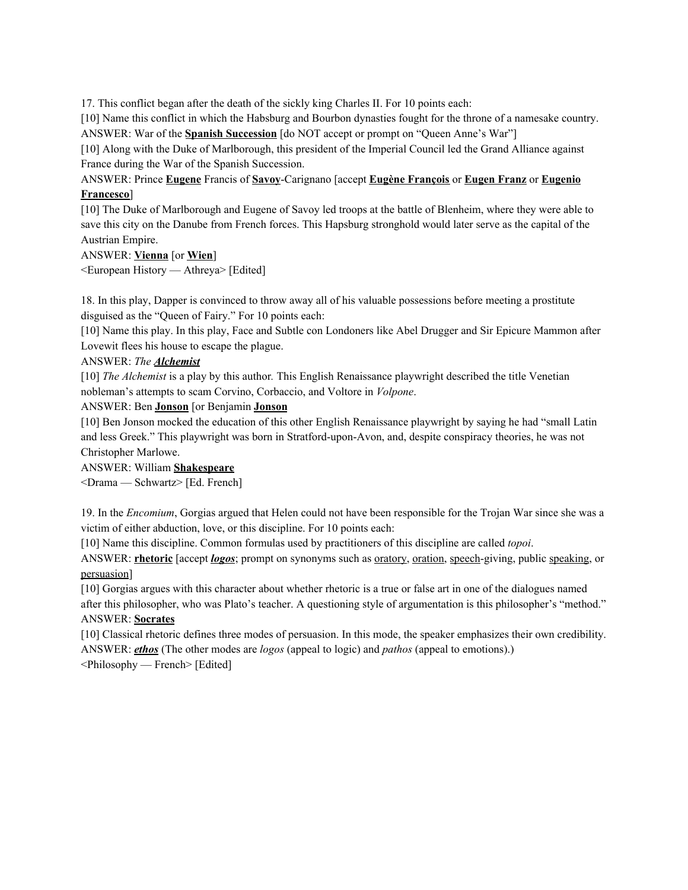17. This conflict began after the death of the sickly king Charles II. For 10 points each:

[10] Name this conflict in which the Habsburg and Bourbon dynasties fought for the throne of a namesake country.

ANSWER: War of the **Spanish Succession** [do NOT accept or prompt on "Queen Anne's War"]

[10] Along with the Duke of Marlborough, this president of the Imperial Council led the Grand Alliance against France during the War of the Spanish Succession.

ANSWER: Prince **Eugene** Francis of **Savoy**-Carignano [accept **Eugène François** or **Eugen Franz** or **Eugenio Francesco**]

[10] The Duke of Marlborough and Eugene of Savoy led troops at the battle of Blenheim, where they were able to save this city on the Danube from French forces. This Hapsburg stronghold would later serve as the capital of the Austrian Empire.

ANSWER: **Vienna** [or **Wien**]

<European History — Athreya> [Edited]

18. In this play, Dapper is convinced to throw away all of his valuable possessions before meeting a prostitute disguised as the "Queen of Fairy." For 10 points each:

[10] Name this play. In this play, Face and Subtle con Londoners like Abel Drugger and Sir Epicure Mammon after Lovewit flees his house to escape the plague.

ANSWER: *The **Alchemist***

[10] *The Alchemist* is a play by this author. This English Renaissance playwright described the title Venetian nobleman's attempts to scam Corvino, Corbaccio, and Voltore in *Volpone*.

ANSWER: Ben **Jonson** [or Benjamin **Jonson**

[10] Ben Jonson mocked the education of this other English Renaissance playwright by saying he had "small Latin and less Greek." This playwright was born in Stratford-upon-Avon, and, despite conspiracy theories, he was not Christopher Marlowe.

ANSWER: William **Shakespeare**

<Drama — Schwartz> [Ed. French]

19. In the *Encomium*, Gorgias argued that Helen could not have been responsible for the Trojan War since she was a victim of either abduction, love, or this discipline. For 10 points each:

[10] Name this discipline. Common formulas used by practitioners of this discipline are called *topoi*.

ANSWER: **rhetoric** [accept ***logos***; prompt on synonyms such as oratory, oration, speech-giving, public speaking, or persuasion]

[10] Gorgias argues with this character about whether rhetoric is a true or false art in one of the dialogues named after this philosopher, who was Plato's teacher. A questioning style of argumentation is this philosopher's "method."

ANSWER: **Socrates**

[10] Classical rhetoric defines three modes of persuasion. In this mode, the speaker emphasizes their own credibility.

ANSWER: ***ethos*** (The other modes are *logos* (appeal to logic) and *pathos* (appeal to emotions).)

<Philosophy — French> [Edited]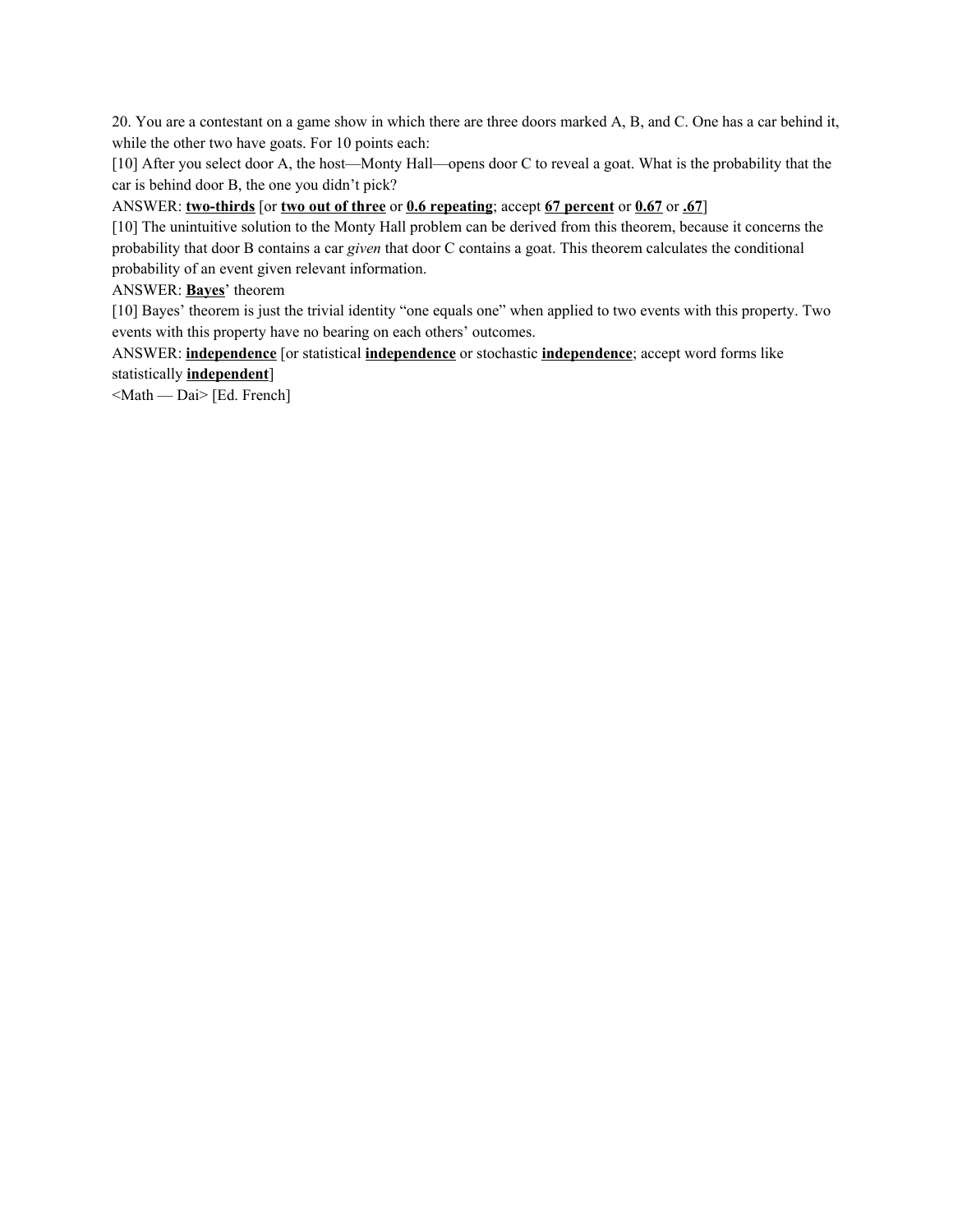20. You are a contestant on a game show in which there are three doors marked A, B, and C. One has a car behind it, while the other two have goats. For 10 points each:

[10] After you select door A, the host—Monty Hall—opens door C to reveal a goat. What is the probability that the car is behind door B, the one you didn't pick?

ANSWER: **two-thirds** [or **two out of three** or **0.6 repeating**; accept **67 percent** or **0.67** or **.67**]

[10] The unintuitive solution to the Monty Hall problem can be derived from this theorem, because it concerns the probability that door B contains a car *given* that door C contains a goat. This theorem calculates the conditional probability of an event given relevant information.

ANSWER: **Bayes**' theorem

[10] Bayes' theorem is just the trivial identity "one equals one" when applied to two events with this property. Two events with this property have no bearing on each others' outcomes.

ANSWER: **independence** [or statistical **independence** or stochastic **independence**; accept word forms like statistically **independent**]

<Math — Dai> [Ed. French]